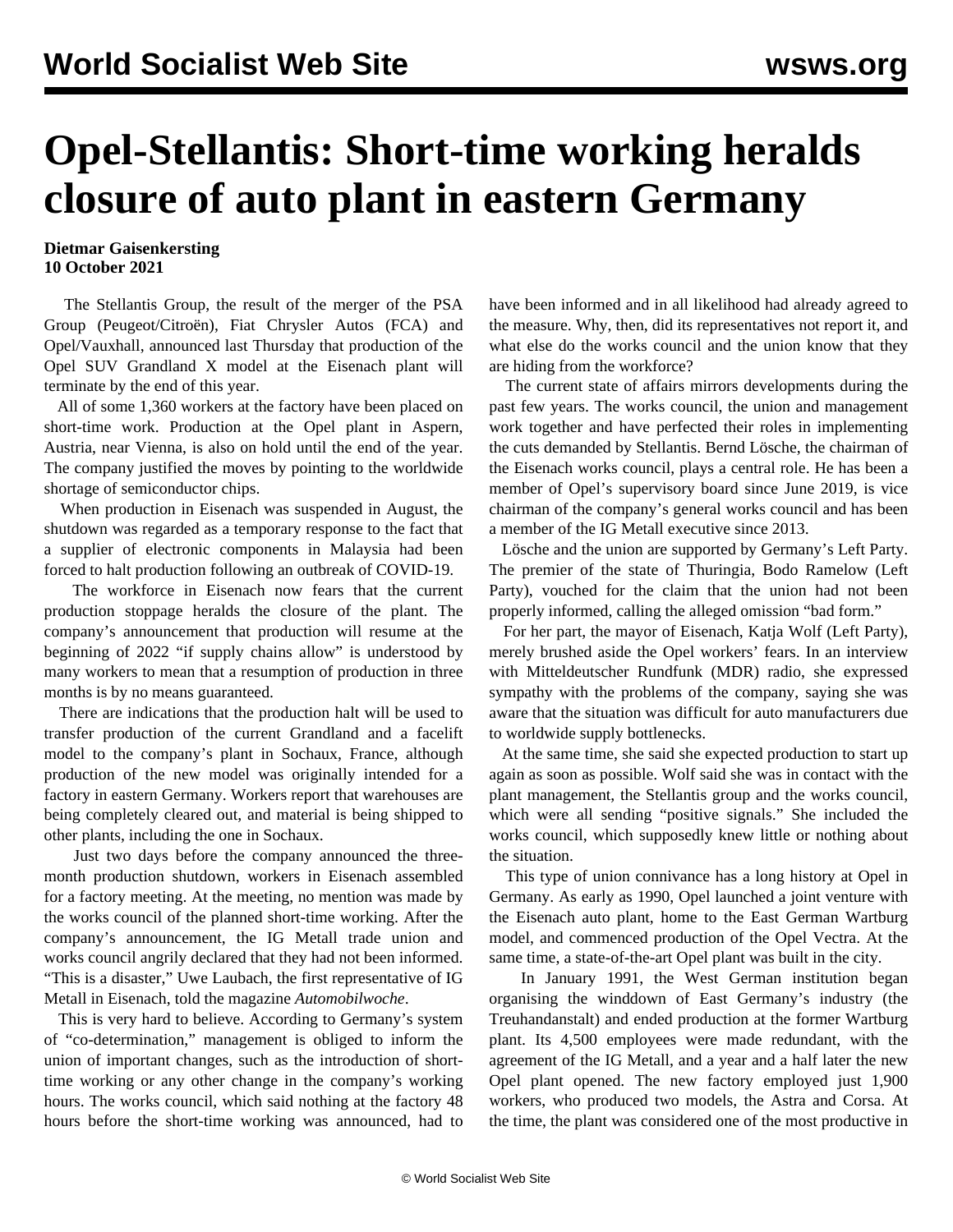# Opel-Stellantis: Short-time working heralds closure of auto plant in eastern Germany

**Dietmar Gaisenkersting**
**10 October 2021**

The Stellantis Group, the result of the merger of the PSA Group (Peugeot/Citroën), Fiat Chrysler Autos (FCA) and Opel/Vauxhall, announced last Thursday that production of the Opel SUV Grandland X model at the Eisenach plant will terminate by the end of this year.

All of some 1,360 workers at the factory have been placed on short-time work. Production at the Opel plant in Aspern, Austria, near Vienna, is also on hold until the end of the year. The company justified the moves by pointing to the worldwide shortage of semiconductor chips.

When production in Eisenach was suspended in August, the shutdown was regarded as a temporary response to the fact that a supplier of electronic components in Malaysia had been forced to halt production following an outbreak of COVID-19.

The workforce in Eisenach now fears that the current production stoppage heralds the closure of the plant. The company's announcement that production will resume at the beginning of 2022 "if supply chains allow" is understood by many workers to mean that a resumption of production in three months is by no means guaranteed.

There are indications that the production halt will be used to transfer production of the current Grandland and a facelift model to the company's plant in Sochaux, France, although production of the new model was originally intended for a factory in eastern Germany. Workers report that warehouses are being completely cleared out, and material is being shipped to other plants, including the one in Sochaux.

Just two days before the company announced the three-month production shutdown, workers in Eisenach assembled for a factory meeting. At the meeting, no mention was made by the works council of the planned short-time working. After the company's announcement, the IG Metall trade union and works council angrily declared that they had not been informed. "This is a disaster," Uwe Laubach, the first representative of IG Metall in Eisenach, told the magazine *Automobilwoche*.

This is very hard to believe. According to Germany's system of "co-determination," management is obliged to inform the union of important changes, such as the introduction of short-time working or any other change in the company's working hours. The works council, which said nothing at the factory 48 hours before the short-time working was announced, had to have been informed and in all likelihood had already agreed to the measure. Why, then, did its representatives not report it, and what else do the works council and the union know that they are hiding from the workforce?

The current state of affairs mirrors developments during the past few years. The works council, the union and management work together and have perfected their roles in implementing the cuts demanded by Stellantis. Bernd Lösche, the chairman of the Eisenach works council, plays a central role. He has been a member of Opel's supervisory board since June 2019, is vice chairman of the company's general works council and has been a member of the IG Metall executive since 2013.

Lösche and the union are supported by Germany's Left Party. The premier of the state of Thuringia, Bodo Ramelow (Left Party), vouched for the claim that the union had not been properly informed, calling the alleged omission "bad form."

For her part, the mayor of Eisenach, Katja Wolf (Left Party), merely brushed aside the Opel workers' fears. In an interview with Mitteldeutscher Rundfunk (MDR) radio, she expressed sympathy with the problems of the company, saying she was aware that the situation was difficult for auto manufacturers due to worldwide supply bottlenecks.

At the same time, she said she expected production to start up again as soon as possible. Wolf said she was in contact with the plant management, the Stellantis group and the works council, which were all sending "positive signals." She included the works council, which supposedly knew little or nothing about the situation.

This type of union connivance has a long history at Opel in Germany. As early as 1990, Opel launched a joint venture with the Eisenach auto plant, home to the East German Wartburg model, and commenced production of the Opel Vectra. At the same time, a state-of-the-art Opel plant was built in the city.

In January 1991, the West German institution began organising the winddown of East Germany's industry (the Treuhandanstalt) and ended production at the former Wartburg plant. Its 4,500 employees were made redundant, with the agreement of the IG Metall, and a year and a half later the new Opel plant opened. The new factory employed just 1,900 workers, who produced two models, the Astra and Corsa. At the time, the plant was considered one of the most productive in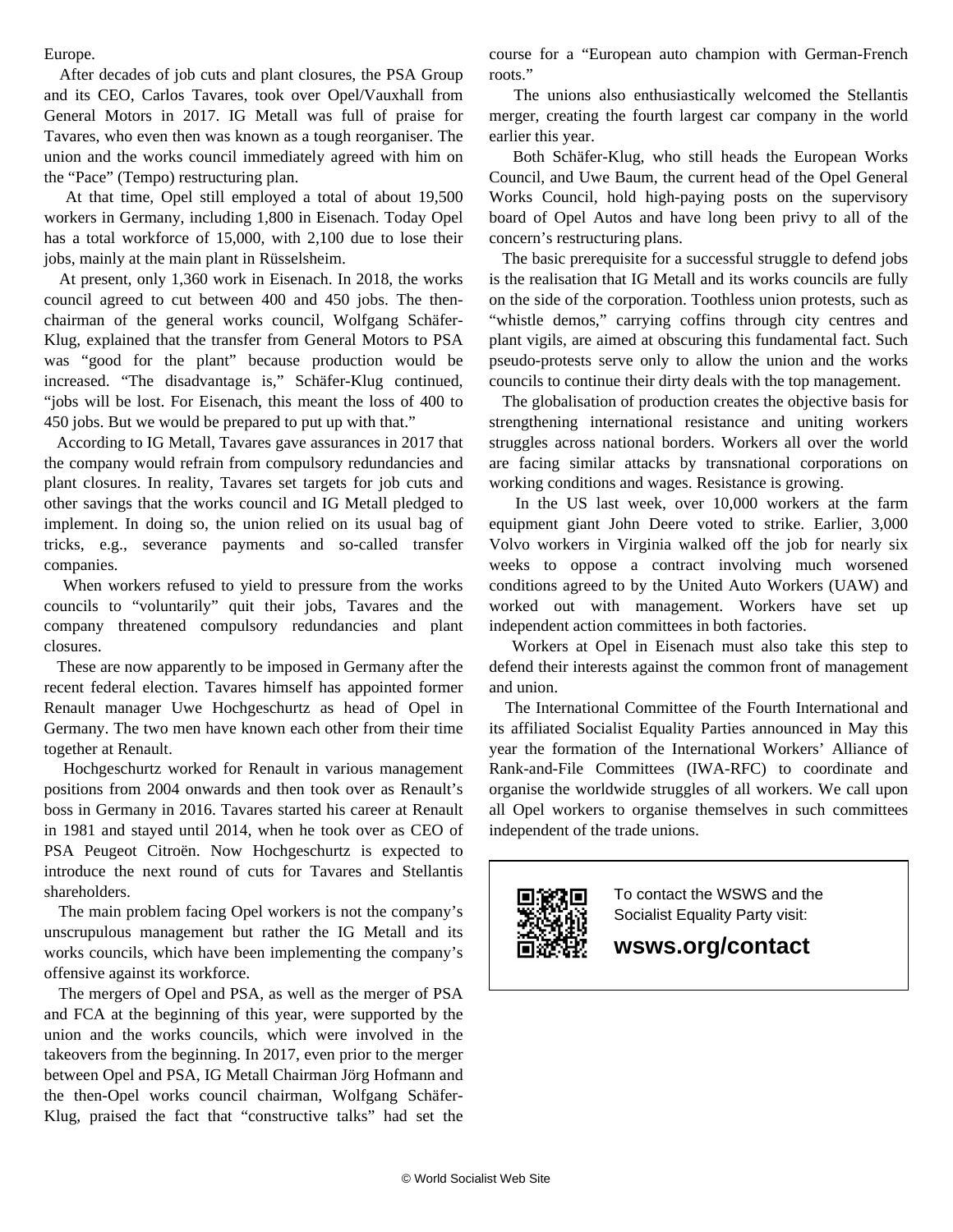Europe.

After decades of job cuts and plant closures, the PSA Group and its CEO, Carlos Tavares, took over Opel/Vauxhall from General Motors in 2017. IG Metall was full of praise for Tavares, who even then was known as a tough reorganiser. The union and the works council immediately agreed with him on the "Pace" (Tempo) restructuring plan.

At that time, Opel still employed a total of about 19,500 workers in Germany, including 1,800 in Eisenach. Today Opel has a total workforce of 15,000, with 2,100 due to lose their jobs, mainly at the main plant in Rüsselsheim.

At present, only 1,360 work in Eisenach. In 2018, the works council agreed to cut between 400 and 450 jobs. The then-chairman of the general works council, Wolfgang Schäfer-Klug, explained that the transfer from General Motors to PSA was "good for the plant" because production would be increased. "The disadvantage is," Schäfer-Klug continued, "jobs will be lost. For Eisenach, this meant the loss of 400 to 450 jobs. But we would be prepared to put up with that."

According to IG Metall, Tavares gave assurances in 2017 that the company would refrain from compulsory redundancies and plant closures. In reality, Tavares set targets for job cuts and other savings that the works council and IG Metall pledged to implement. In doing so, the union relied on its usual bag of tricks, e.g., severance payments and so-called transfer companies.

When workers refused to yield to pressure from the works councils to "voluntarily" quit their jobs, Tavares and the company threatened compulsory redundancies and plant closures.

These are now apparently to be imposed in Germany after the recent federal election. Tavares himself has appointed former Renault manager Uwe Hochgeschurtz as head of Opel in Germany. The two men have known each other from their time together at Renault.

Hochgeschurtz worked for Renault in various management positions from 2004 onwards and then took over as Renault's boss in Germany in 2016. Tavares started his career at Renault in 1981 and stayed until 2014, when he took over as CEO of PSA Peugeot Citroën. Now Hochgeschurtz is expected to introduce the next round of cuts for Tavares and Stellantis shareholders.

The main problem facing Opel workers is not the company's unscrupulous management but rather the IG Metall and its works councils, which have been implementing the company's offensive against its workforce.

The mergers of Opel and PSA, as well as the merger of PSA and FCA at the beginning of this year, were supported by the union and the works councils, which were involved in the takeovers from the beginning. In 2017, even prior to the merger between Opel and PSA, IG Metall Chairman Jörg Hofmann and the then-Opel works council chairman, Wolfgang Schäfer-Klug, praised the fact that "constructive talks" had set the course for a "European auto champion with German-French roots."

The unions also enthusiastically welcomed the Stellantis merger, creating the fourth largest car company in the world earlier this year.

Both Schäfer-Klug, who still heads the European Works Council, and Uwe Baum, the current head of the Opel General Works Council, hold high-paying posts on the supervisory board of Opel Autos and have long been privy to all of the concern's restructuring plans.

The basic prerequisite for a successful struggle to defend jobs is the realisation that IG Metall and its works councils are fully on the side of the corporation. Toothless union protests, such as "whistle demos," carrying coffins through city centres and plant vigils, are aimed at obscuring this fundamental fact. Such pseudo-protests serve only to allow the union and the works councils to continue their dirty deals with the top management.

The globalisation of production creates the objective basis for strengthening international resistance and uniting workers struggles across national borders. Workers all over the world are facing similar attacks by transnational corporations on working conditions and wages. Resistance is growing.

In the US last week, over 10,000 workers at the farm equipment giant John Deere voted to strike. Earlier, 3,000 Volvo workers in Virginia walked off the job for nearly six weeks to oppose a contract involving much worsened conditions agreed to by the United Auto Workers (UAW) and worked out with management. Workers have set up independent action committees in both factories.

Workers at Opel in Eisenach must also take this step to defend their interests against the common front of management and union.

The International Committee of the Fourth International and its affiliated Socialist Equality Parties announced in May this year the formation of the International Workers' Alliance of Rank-and-File Committees (IWA-RFC) to coordinate and organise the worldwide struggles of all workers. We call upon all Opel workers to organise themselves in such committees independent of the trade unions.

To contact the WSWS and the Socialist Equality Party visit:

**wsws.org/contact**